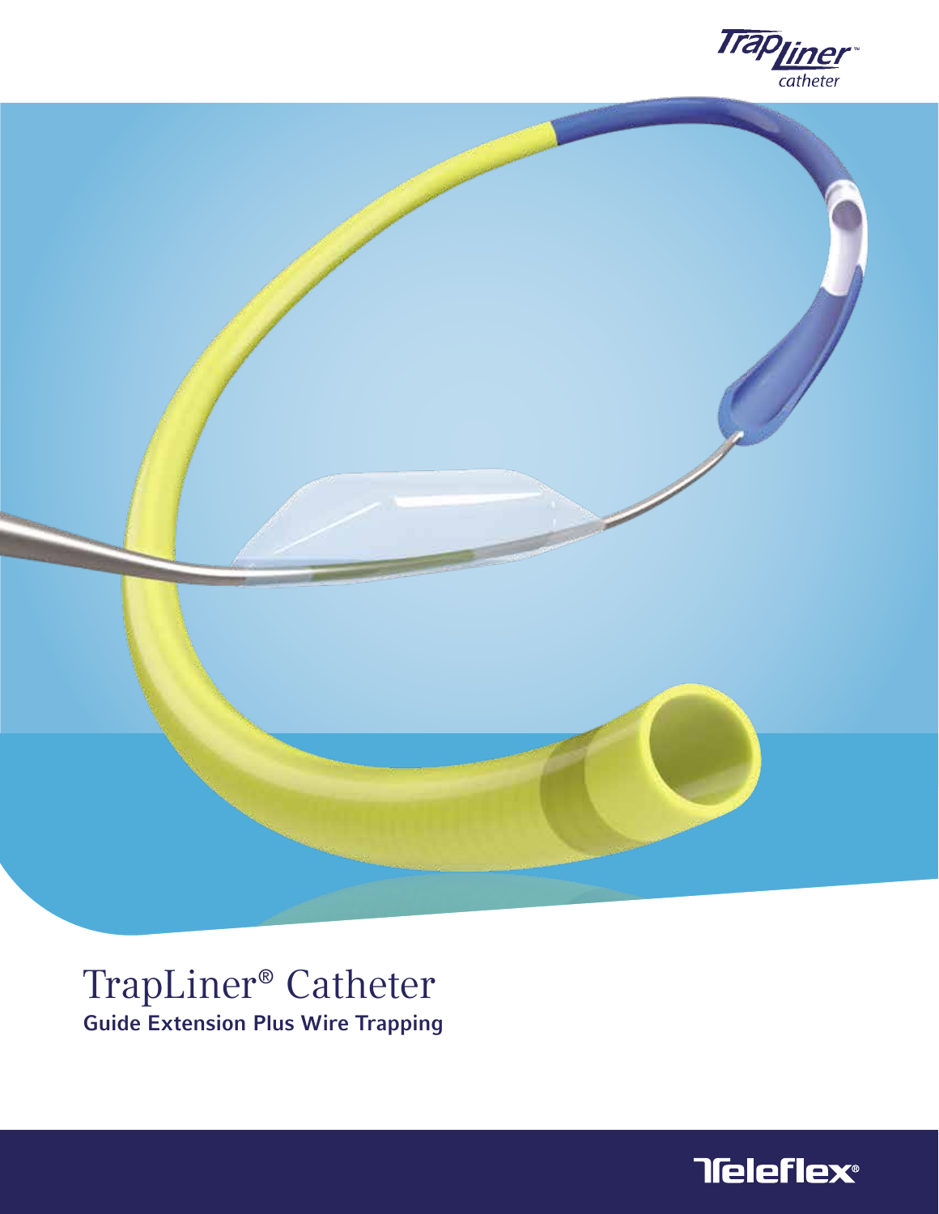TrapLiner™ catheter

# TrapLiner® Catheter

**Guide Extension Plus Wire Trapping**

Teleflex®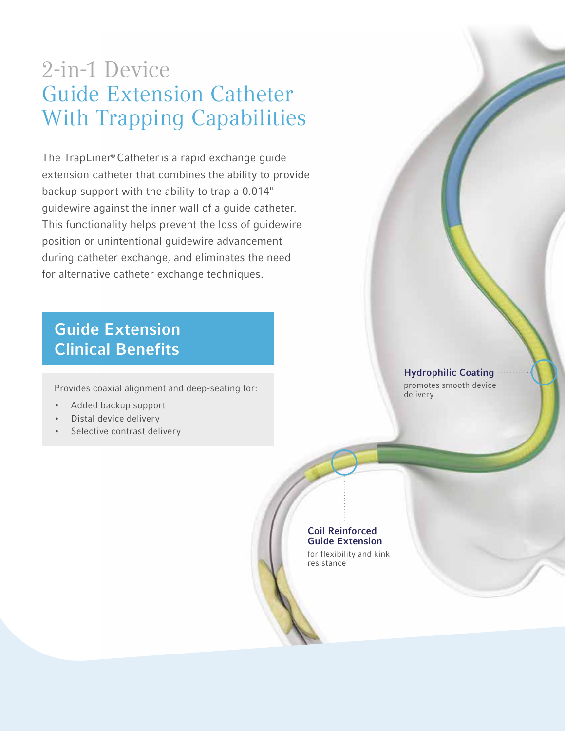# 2-in-1 Device
# Guide Extension Catheter With Trapping Capabilities

The TrapLiner® Catheter is a rapid exchange guide extension catheter that combines the ability to provide backup support with the ability to trap a 0.014" guidewire against the inner wall of a guide catheter. This functionality helps prevent the loss of guidewire position or unintentional guidewire advancement during catheter exchange, and eliminates the need for alternative catheter exchange techniques.

## Guide Extension Clinical Benefits

Provides coaxial alignment and deep-seating for:

- Added backup support
- Distal device delivery
- Selective contrast delivery

**Hydrophilic Coating**
promotes smooth device delivery

**Coil Reinforced Guide Extension**
for flexibility and kink resistance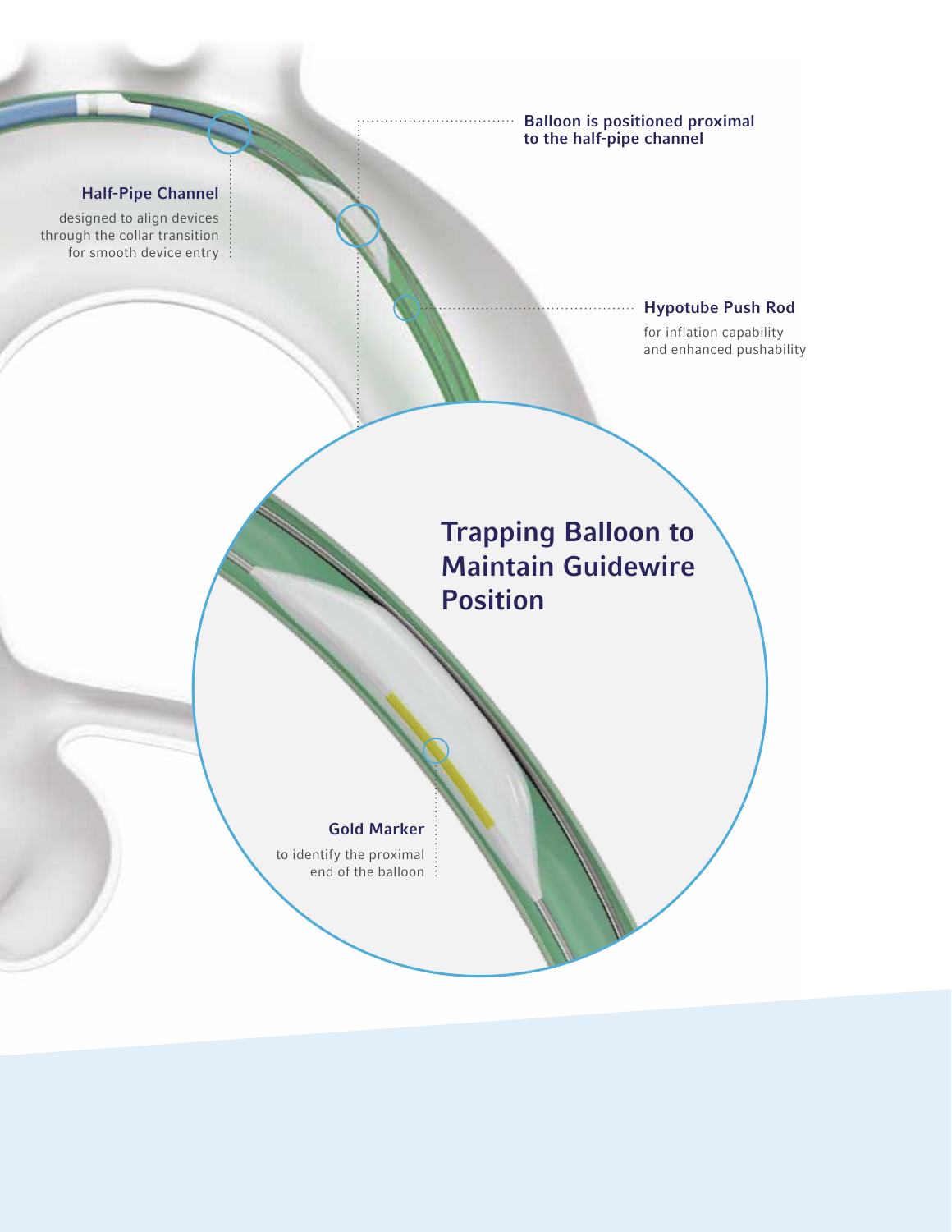**Balloon is positioned proximal to the half-pipe channel**

**Half-Pipe Channel**

designed to align devices through the collar transition for smooth device entry

**Hypotube Push Rod**

for inflation capability and enhanced pushability

## Trapping Balloon to Maintain Guidewire Position

**Gold Marker**

to identify the proximal end of the balloon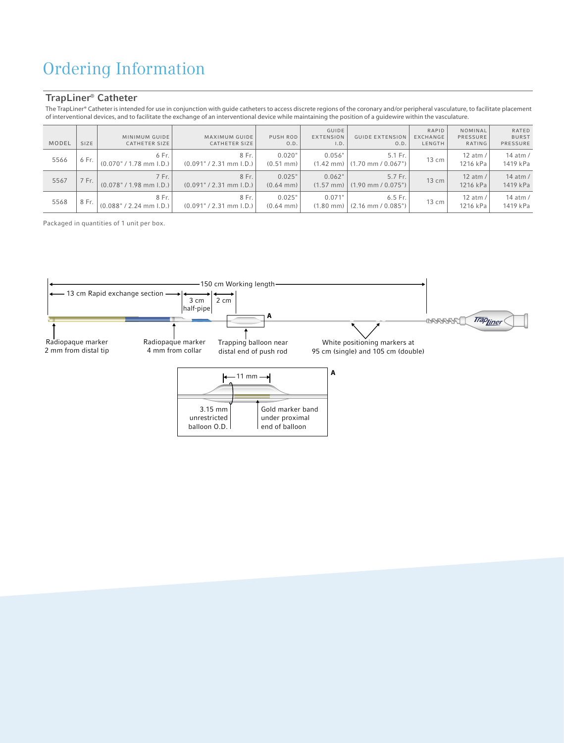# Ordering Information

## TrapLiner® Catheter

The TrapLiner® Catheter is intended for use in conjunction with guide catheters to access discrete regions of the coronary and/or peripheral vasculature, to facilitate placement of interventional devices, and to facilitate the exchange of an interventional device while maintaining the position of a guidewire within the vasculature.

| MODEL | SIZE | MINIMUM GUIDE CATHETER SIZE | MAXIMUM GUIDE CATHETER SIZE | PUSH ROD O.D. | GUIDE EXTENSION I.D. | GUIDE EXTENSION O.D. | RAPID EXCHANGE LENGTH | NOMINAL PRESSURE RATING | RATED BURST PRESSURE |
|---|---|---|---|---|---|---|---|---|---|
| 5566 | 6 Fr. | 6 Fr. (0.070" / 1.78 mm I.D.) | 8 Fr. (0.091" / 2.31 mm I.D.) | 0.020" (0.51 mm) | 0.056" (1.42 mm) | 5.1 Fr. (1.70 mm / 0.067") | 13 cm | 12 atm / 1216 kPa | 14 atm / 1419 kPa |
| 5567 | 7 Fr. | 7 Fr. (0.078" / 1.98 mm I.D.) | 8 Fr. (0.091" / 2.31 mm I.D.) | 0.025" (0.64 mm) | 0.062" (1.57 mm) | 5.7 Fr. (1.90 mm / 0.075") | 13 cm | 12 atm / 1216 kPa | 14 atm / 1419 kPa |
| 5568 | 8 Fr. | 8 Fr. (0.088" / 2.24 mm I.D.) | 8 Fr. (0.091" / 2.31 mm I.D.) | 0.025" (0.64 mm) | 0.071" (1.80 mm) | 6.5 Fr. (2.16 mm / 0.085") | 13 cm | 12 atm / 1216 kPa | 14 atm / 1419 kPa |

Packaged in quantities of 1 unit per box.

150 cm Working length

13 cm Rapid exchange section

3 cm half-pipe

2 cm

A

Radiopaque marker 2 mm from distal tip

Radiopaque marker 4 mm from collar

Trapping balloon near distal end of push rod

White positioning markers at 95 cm (single) and 105 cm (double)

A

11 mm

3.15 mm unrestricted balloon O.D.

Gold marker band under proximal end of balloon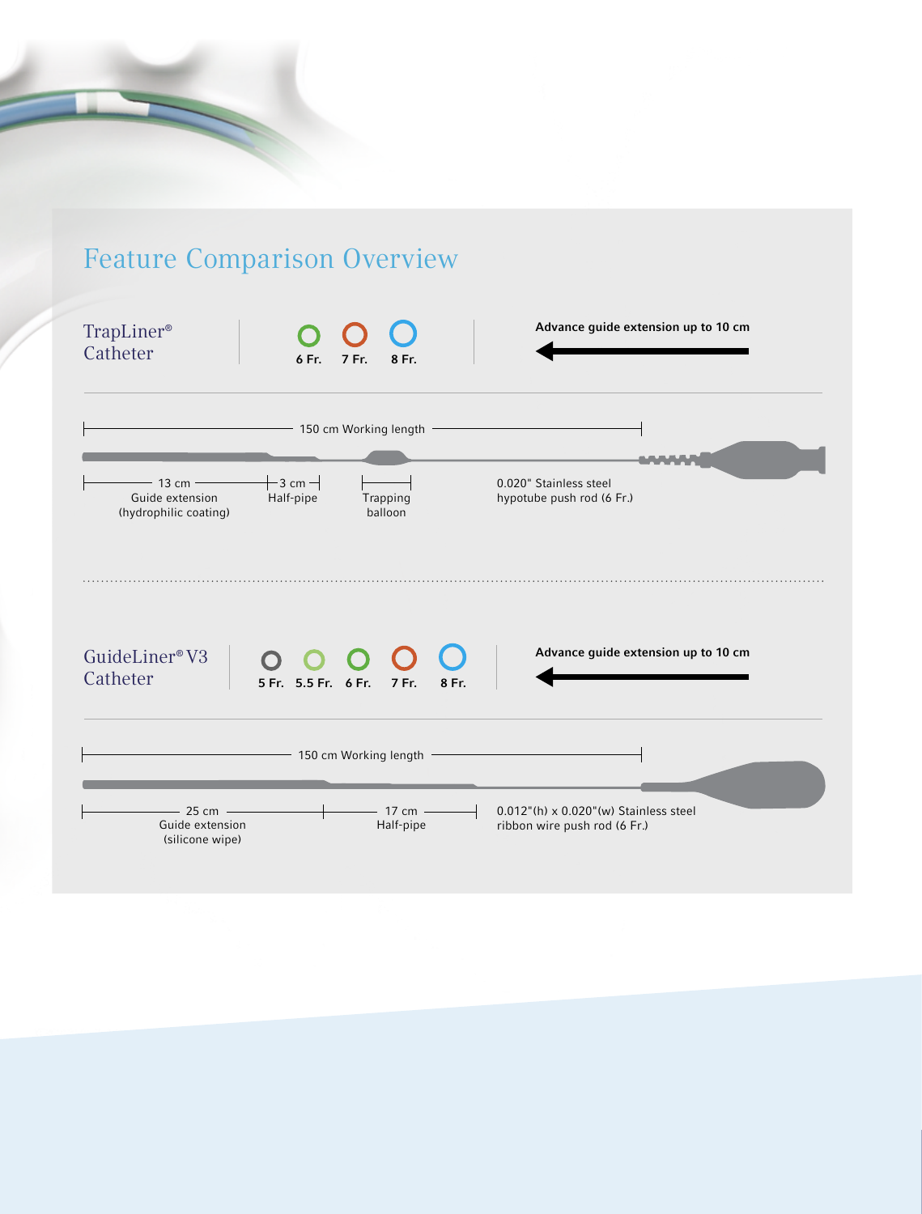# Feature Comparison Overview

## TrapLiner® Catheter

6 Fr. 7 Fr. 8 Fr.

**Advance guide extension up to 10 cm**

150 cm Working length

13 cm Guide extension (hydrophilic coating)

3 cm Half-pipe

Trapping balloon

0.020" Stainless steel hypotube push rod (6 Fr.)

## GuideLiner® V3 Catheter

5 Fr. 5.5 Fr. 6 Fr. 7 Fr. 8 Fr.

**Advance guide extension up to 10 cm**

150 cm Working length

25 cm Guide extension (silicone wipe)

17 cm Half-pipe

0.012"(h) x 0.020"(w) Stainless steel ribbon wire push rod (6 Fr.)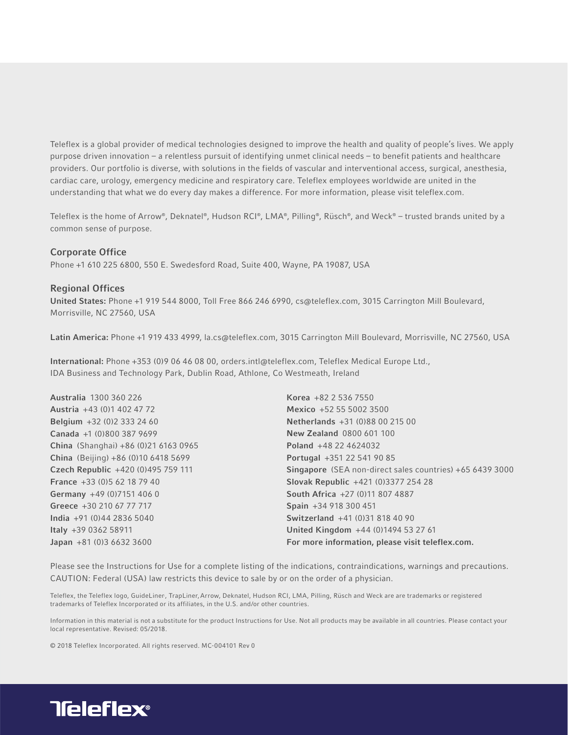Teleflex is a global provider of medical technologies designed to improve the health and quality of people's lives. We apply purpose driven innovation – a relentless pursuit of identifying unmet clinical needs – to benefit patients and healthcare providers. Our portfolio is diverse, with solutions in the fields of vascular and interventional access, surgical, anesthesia, cardiac care, urology, emergency medicine and respiratory care. Teleflex employees worldwide are united in the understanding that what we do every day makes a difference. For more information, please visit teleflex.com.

Teleflex is the home of Arrow®, Deknatel®, Hudson RCI®, LMA®, Pilling®, Rüsch®, and Weck® – trusted brands united by a common sense of purpose.

### Corporate Office

Phone +1 610 225 6800, 550 E. Swedesford Road, Suite 400, Wayne, PA 19087, USA

### Regional Offices

**United States:** Phone +1 919 544 8000, Toll Free 866 246 6990, cs@teleflex.com, 3015 Carrington Mill Boulevard, Morrisville, NC 27560, USA

**Latin America:** Phone +1 919 433 4999, la.cs@teleflex.com, 3015 Carrington Mill Boulevard, Morrisville, NC 27560, USA

**International:** Phone +353 (0)9 06 46 08 00, orders.intl@teleflex.com, Teleflex Medical Europe Ltd., IDA Business and Technology Park, Dublin Road, Athlone, Co Westmeath, Ireland

**Australia** 1300 360 226
**Austria** +43 (0)1 402 47 72
**Belgium** +32 (0)2 333 24 60
**Canada** +1 (0)800 387 9699
**China** (Shanghai) +86 (0)21 6163 0965
**China** (Beijing) +86 (0)10 6418 5699
**Czech Republic** +420 (0)495 759 111
**France** +33 (0)5 62 18 79 40
**Germany** +49 (0)7151 406 0
**Greece** +30 210 67 77 717
**India** +91 (0)44 2836 5040
**Italy** +39 0362 58911
**Japan** +81 (0)3 6632 3600
**Korea** +82 2 536 7550
**Mexico** +52 55 5002 3500
**Netherlands** +31 (0)88 00 215 00
**New Zealand** 0800 601 100
**Poland** +48 22 4624032
**Portugal** +351 22 541 90 85
**Singapore** (SEA non-direct sales countries) +65 6439 3000
**Slovak Republic** +421 (0)3377 254 28
**South Africa** +27 (0)11 807 4887
**Spain** +34 918 300 451
**Switzerland** +41 (0)31 818 40 90
**United Kingdom** +44 (0)1494 53 27 61
**For more information, please visit teleflex.com.**

Please see the Instructions for Use for a complete listing of the indications, contraindications, warnings and precautions. CAUTION: Federal (USA) law restricts this device to sale by or on the order of a physician.

Teleflex, the Teleflex logo, GuideLiner, TrapLiner, Arrow, Deknatel, Hudson RCI, LMA, Pilling, Rüsch and Weck are are trademarks or registered trademarks of Teleflex Incorporated or its affiliates, in the U.S. and/or other countries.

Information in this material is not a substitute for the product Instructions for Use. Not all products may be available in all countries. Please contact your local representative. Revised: 05/2018.

© 2018 Teleflex Incorporated. All rights reserved. MC-004101 Rev 0

Teleflex®